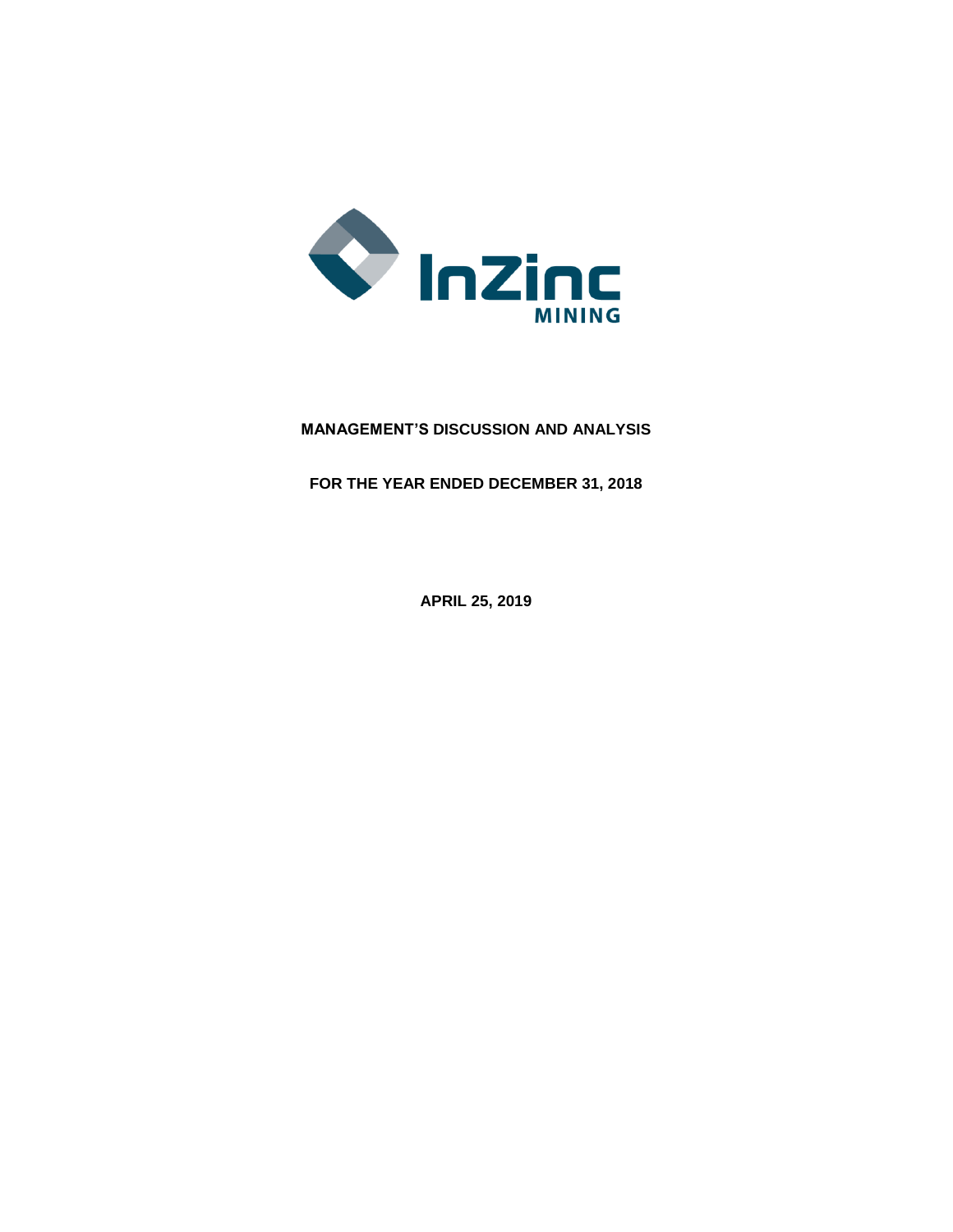InZinc MINING

# MANAGEMENT'S DISCUSSION AND ANALYSIS

## FOR THE YEAR ENDED DECEMBER 31, 2018

**APRIL 25, 2019**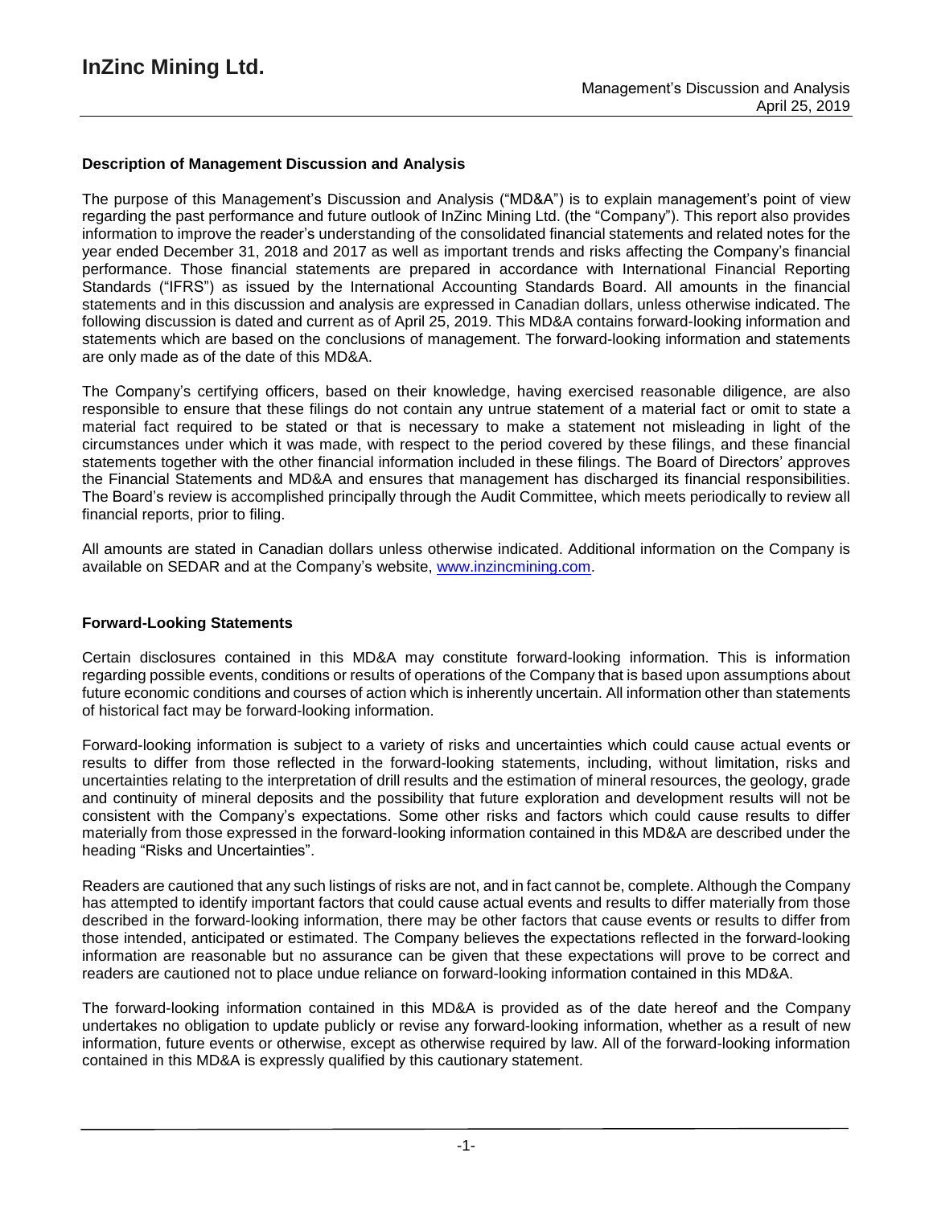### Description of Management Discussion and Analysis

The purpose of this Management's Discussion and Analysis ("MD&A") is to explain management's point of view regarding the past performance and future outlook of InZinc Mining Ltd. (the "Company"). This report also provides information to improve the reader's understanding of the consolidated financial statements and related notes for the year ended December 31, 2018 and 2017 as well as important trends and risks affecting the Company's financial performance. Those financial statements are prepared in accordance with International Financial Reporting Standards ("IFRS") as issued by the International Accounting Standards Board. All amounts in the financial statements and in this discussion and analysis are expressed in Canadian dollars, unless otherwise indicated. The following discussion is dated and current as of April 25, 2019. This MD&A contains forward-looking information and statements which are based on the conclusions of management. The forward-looking information and statements are only made as of the date of this MD&A.

The Company's certifying officers, based on their knowledge, having exercised reasonable diligence, are also responsible to ensure that these filings do not contain any untrue statement of a material fact or omit to state a material fact required to be stated or that is necessary to make a statement not misleading in light of the circumstances under which it was made, with respect to the period covered by these filings, and these financial statements together with the other financial information included in these filings. The Board of Directors' approves the Financial Statements and MD&A and ensures that management has discharged its financial responsibilities. The Board's review is accomplished principally through the Audit Committee, which meets periodically to review all financial reports, prior to filing.

All amounts are stated in Canadian dollars unless otherwise indicated. Additional information on the Company is available on SEDAR and at the Company's website, www.inzincmining.com.

### Forward-Looking Statements

Certain disclosures contained in this MD&A may constitute forward-looking information. This is information regarding possible events, conditions or results of operations of the Company that is based upon assumptions about future economic conditions and courses of action which is inherently uncertain. All information other than statements of historical fact may be forward-looking information.

Forward-looking information is subject to a variety of risks and uncertainties which could cause actual events or results to differ from those reflected in the forward-looking statements, including, without limitation, risks and uncertainties relating to the interpretation of drill results and the estimation of mineral resources, the geology, grade and continuity of mineral deposits and the possibility that future exploration and development results will not be consistent with the Company's expectations. Some other risks and factors which could cause results to differ materially from those expressed in the forward-looking information contained in this MD&A are described under the heading "Risks and Uncertainties".

Readers are cautioned that any such listings of risks are not, and in fact cannot be, complete. Although the Company has attempted to identify important factors that could cause actual events and results to differ materially from those described in the forward-looking information, there may be other factors that cause events or results to differ from those intended, anticipated or estimated. The Company believes the expectations reflected in the forward-looking information are reasonable but no assurance can be given that these expectations will prove to be correct and readers are cautioned not to place undue reliance on forward-looking information contained in this MD&A.

The forward-looking information contained in this MD&A is provided as of the date hereof and the Company undertakes no obligation to update publicly or revise any forward-looking information, whether as a result of new information, future events or otherwise, except as otherwise required by law. All of the forward-looking information contained in this MD&A is expressly qualified by this cautionary statement.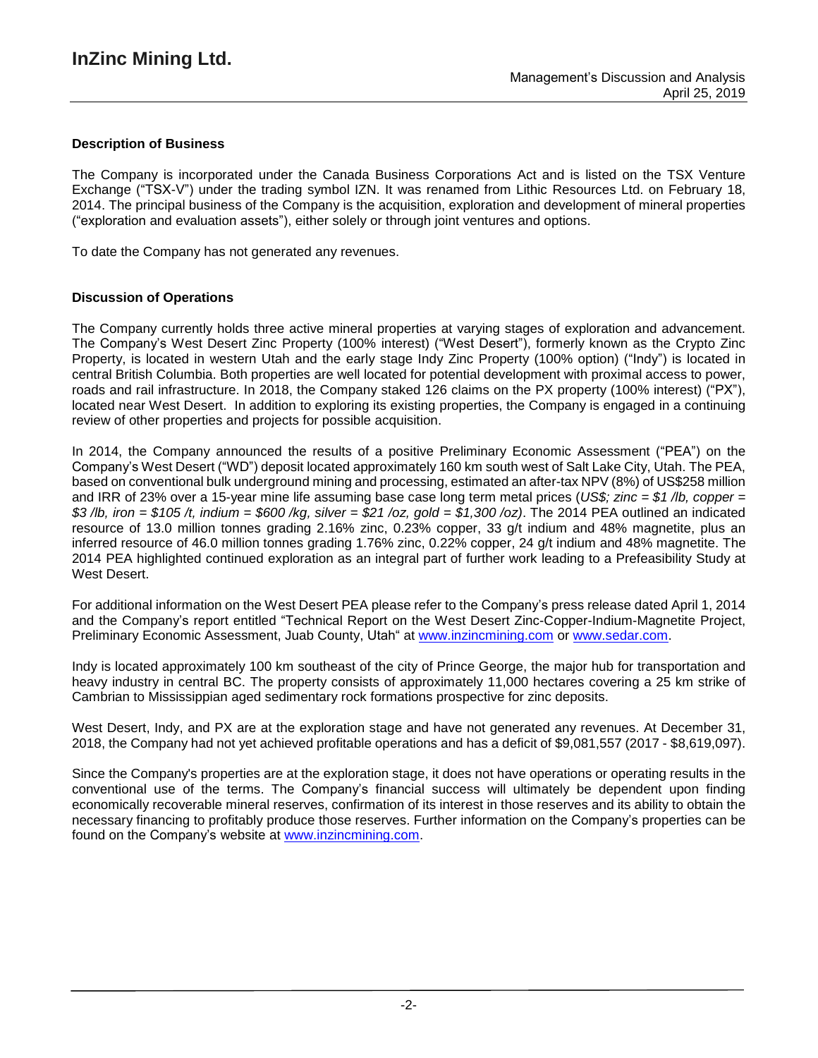## Description of Business

The Company is incorporated under the Canada Business Corporations Act and is listed on the TSX Venture Exchange ("TSX-V") under the trading symbol IZN. It was renamed from Lithic Resources Ltd. on February 18, 2014. The principal business of the Company is the acquisition, exploration and development of mineral properties ("exploration and evaluation assets"), either solely or through joint ventures and options.

To date the Company has not generated any revenues.

## Discussion of Operations

The Company currently holds three active mineral properties at varying stages of exploration and advancement. The Company's West Desert Zinc Property (100% interest) ("West Desert"), formerly known as the Crypto Zinc Property, is located in western Utah and the early stage Indy Zinc Property (100% option) ("Indy") is located in central British Columbia. Both properties are well located for potential development with proximal access to power, roads and rail infrastructure. In 2018, the Company staked 126 claims on the PX property (100% interest) ("PX"), located near West Desert. In addition to exploring its existing properties, the Company is engaged in a continuing review of other properties and projects for possible acquisition.

In 2014, the Company announced the results of a positive Preliminary Economic Assessment ("PEA") on the Company's West Desert ("WD") deposit located approximately 160 km south west of Salt Lake City, Utah. The PEA, based on conventional bulk underground mining and processing, estimated an after-tax NPV (8%) of US$258 million and IRR of 23% over a 15-year mine life assuming base case long term metal prices (*US$; zinc = $1 /lb, copper = $3 /lb, iron = $105 /t, indium = $600 /kg, silver = $21 /oz, gold = $1,300 /oz)*. The 2014 PEA outlined an indicated resource of 13.0 million tonnes grading 2.16% zinc, 0.23% copper, 33 g/t indium and 48% magnetite, plus an inferred resource of 46.0 million tonnes grading 1.76% zinc, 0.22% copper, 24 g/t indium and 48% magnetite. The 2014 PEA highlighted continued exploration as an integral part of further work leading to a Prefeasibility Study at West Desert.

For additional information on the West Desert PEA please refer to the Company's press release dated April 1, 2014 and the Company's report entitled "Technical Report on the West Desert Zinc-Copper-Indium-Magnetite Project, Preliminary Economic Assessment, Juab County, Utah" at www.inzincmining.com or www.sedar.com.

Indy is located approximately 100 km southeast of the city of Prince George, the major hub for transportation and heavy industry in central BC. The property consists of approximately 11,000 hectares covering a 25 km strike of Cambrian to Mississippian aged sedimentary rock formations prospective for zinc deposits.

West Desert, Indy, and PX are at the exploration stage and have not generated any revenues. At December 31, 2018, the Company had not yet achieved profitable operations and has a deficit of $9,081,557 (2017 - $8,619,097).

Since the Company's properties are at the exploration stage, it does not have operations or operating results in the conventional use of the terms. The Company's financial success will ultimately be dependent upon finding economically recoverable mineral reserves, confirmation of its interest in those reserves and its ability to obtain the necessary financing to profitably produce those reserves. Further information on the Company's properties can be found on the Company's website at www.inzincmining.com.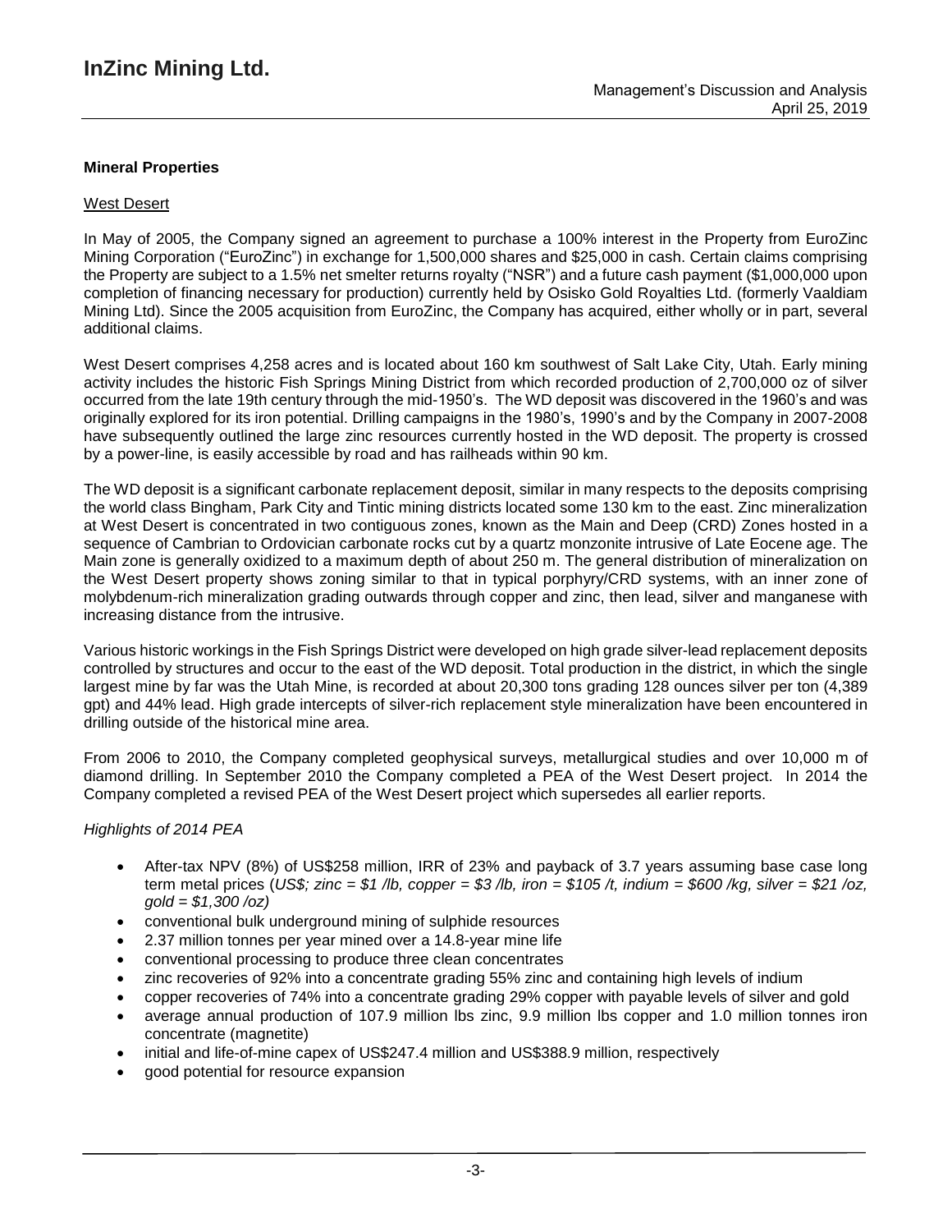## Mineral Properties

### West Desert

In May of 2005, the Company signed an agreement to purchase a 100% interest in the Property from EuroZinc Mining Corporation ("EuroZinc") in exchange for 1,500,000 shares and $25,000 in cash. Certain claims comprising the Property are subject to a 1.5% net smelter returns royalty ("NSR") and a future cash payment ($1,000,000 upon completion of financing necessary for production) currently held by Osisko Gold Royalties Ltd. (formerly Vaaldiam Mining Ltd). Since the 2005 acquisition from EuroZinc, the Company has acquired, either wholly or in part, several additional claims.

West Desert comprises 4,258 acres and is located about 160 km southwest of Salt Lake City, Utah. Early mining activity includes the historic Fish Springs Mining District from which recorded production of 2,700,000 oz of silver occurred from the late 19th century through the mid-1950's. The WD deposit was discovered in the 1960's and was originally explored for its iron potential. Drilling campaigns in the 1980's, 1990's and by the Company in 2007-2008 have subsequently outlined the large zinc resources currently hosted in the WD deposit. The property is crossed by a power-line, is easily accessible by road and has railheads within 90 km.

The WD deposit is a significant carbonate replacement deposit, similar in many respects to the deposits comprising the world class Bingham, Park City and Tintic mining districts located some 130 km to the east. Zinc mineralization at West Desert is concentrated in two contiguous zones, known as the Main and Deep (CRD) Zones hosted in a sequence of Cambrian to Ordovician carbonate rocks cut by a quartz monzonite intrusive of Late Eocene age. The Main zone is generally oxidized to a maximum depth of about 250 m. The general distribution of mineralization on the West Desert property shows zoning similar to that in typical porphyry/CRD systems, with an inner zone of molybdenum-rich mineralization grading outwards through copper and zinc, then lead, silver and manganese with increasing distance from the intrusive.

Various historic workings in the Fish Springs District were developed on high grade silver-lead replacement deposits controlled by structures and occur to the east of the WD deposit. Total production in the district, in which the single largest mine by far was the Utah Mine, is recorded at about 20,300 tons grading 128 ounces silver per ton (4,389 gpt) and 44% lead. High grade intercepts of silver-rich replacement style mineralization have been encountered in drilling outside of the historical mine area.

From 2006 to 2010, the Company completed geophysical surveys, metallurgical studies and over 10,000 m of diamond drilling. In September 2010 the Company completed a PEA of the West Desert project. In 2014 the Company completed a revised PEA of the West Desert project which supersedes all earlier reports.

*Highlights of 2014 PEA*

- After-tax NPV (8%) of US$258 million, IRR of 23% and payback of 3.7 years assuming base case long term metal prices (*US$; zinc = $1 /lb, copper = $3 /lb, iron = $105 /t, indium = $600 /kg, silver = $21 /oz, gold = $1,300 /oz)*
- conventional bulk underground mining of sulphide resources
- 2.37 million tonnes per year mined over a 14.8-year mine life
- conventional processing to produce three clean concentrates
- zinc recoveries of 92% into a concentrate grading 55% zinc and containing high levels of indium
- copper recoveries of 74% into a concentrate grading 29% copper with payable levels of silver and gold
- average annual production of 107.9 million lbs zinc, 9.9 million lbs copper and 1.0 million tonnes iron concentrate (magnetite)
- initial and life-of-mine capex of US$247.4 million and US$388.9 million, respectively
- good potential for resource expansion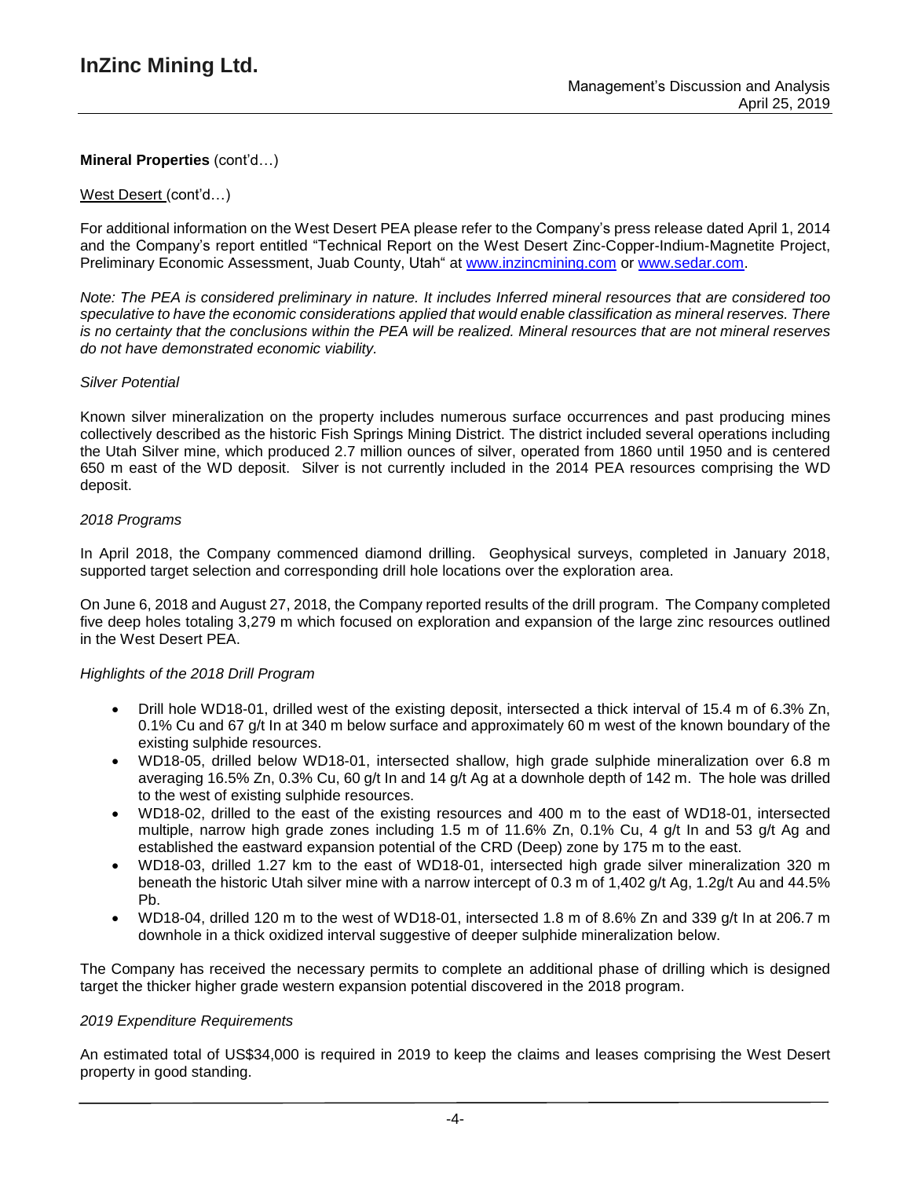**Mineral Properties** (cont'd…)

West Desert (cont'd…)

For additional information on the West Desert PEA please refer to the Company's press release dated April 1, 2014 and the Company's report entitled "Technical Report on the West Desert Zinc-Copper-Indium-Magnetite Project, Preliminary Economic Assessment, Juab County, Utah" at www.inzincmining.com or www.sedar.com.

*Note: The PEA is considered preliminary in nature. It includes Inferred mineral resources that are considered too speculative to have the economic considerations applied that would enable classification as mineral reserves. There is no certainty that the conclusions within the PEA will be realized. Mineral resources that are not mineral reserves do not have demonstrated economic viability.*

*Silver Potential*

Known silver mineralization on the property includes numerous surface occurrences and past producing mines collectively described as the historic Fish Springs Mining District. The district included several operations including the Utah Silver mine, which produced 2.7 million ounces of silver, operated from 1860 until 1950 and is centered 650 m east of the WD deposit. Silver is not currently included in the 2014 PEA resources comprising the WD deposit.

*2018 Programs*

In April 2018, the Company commenced diamond drilling. Geophysical surveys, completed in January 2018, supported target selection and corresponding drill hole locations over the exploration area.

On June 6, 2018 and August 27, 2018, the Company reported results of the drill program. The Company completed five deep holes totaling 3,279 m which focused on exploration and expansion of the large zinc resources outlined in the West Desert PEA.

*Highlights of the 2018 Drill Program*

- Drill hole WD18-01, drilled west of the existing deposit, intersected a thick interval of 15.4 m of 6.3% Zn, 0.1% Cu and 67 g/t In at 340 m below surface and approximately 60 m west of the known boundary of the existing sulphide resources.
- WD18-05, drilled below WD18-01, intersected shallow, high grade sulphide mineralization over 6.8 m averaging 16.5% Zn, 0.3% Cu, 60 g/t In and 14 g/t Ag at a downhole depth of 142 m. The hole was drilled to the west of existing sulphide resources.
- WD18-02, drilled to the east of the existing resources and 400 m to the east of WD18-01, intersected multiple, narrow high grade zones including 1.5 m of 11.6% Zn, 0.1% Cu, 4 g/t In and 53 g/t Ag and established the eastward expansion potential of the CRD (Deep) zone by 175 m to the east.
- WD18-03, drilled 1.27 km to the east of WD18-01, intersected high grade silver mineralization 320 m beneath the historic Utah silver mine with a narrow intercept of 0.3 m of 1,402 g/t Ag, 1.2g/t Au and 44.5% Pb.
- WD18-04, drilled 120 m to the west of WD18-01, intersected 1.8 m of 8.6% Zn and 339 g/t In at 206.7 m downhole in a thick oxidized interval suggestive of deeper sulphide mineralization below.

The Company has received the necessary permits to complete an additional phase of drilling which is designed target the thicker higher grade western expansion potential discovered in the 2018 program.

*2019 Expenditure Requirements*

An estimated total of US$34,000 is required in 2019 to keep the claims and leases comprising the West Desert property in good standing.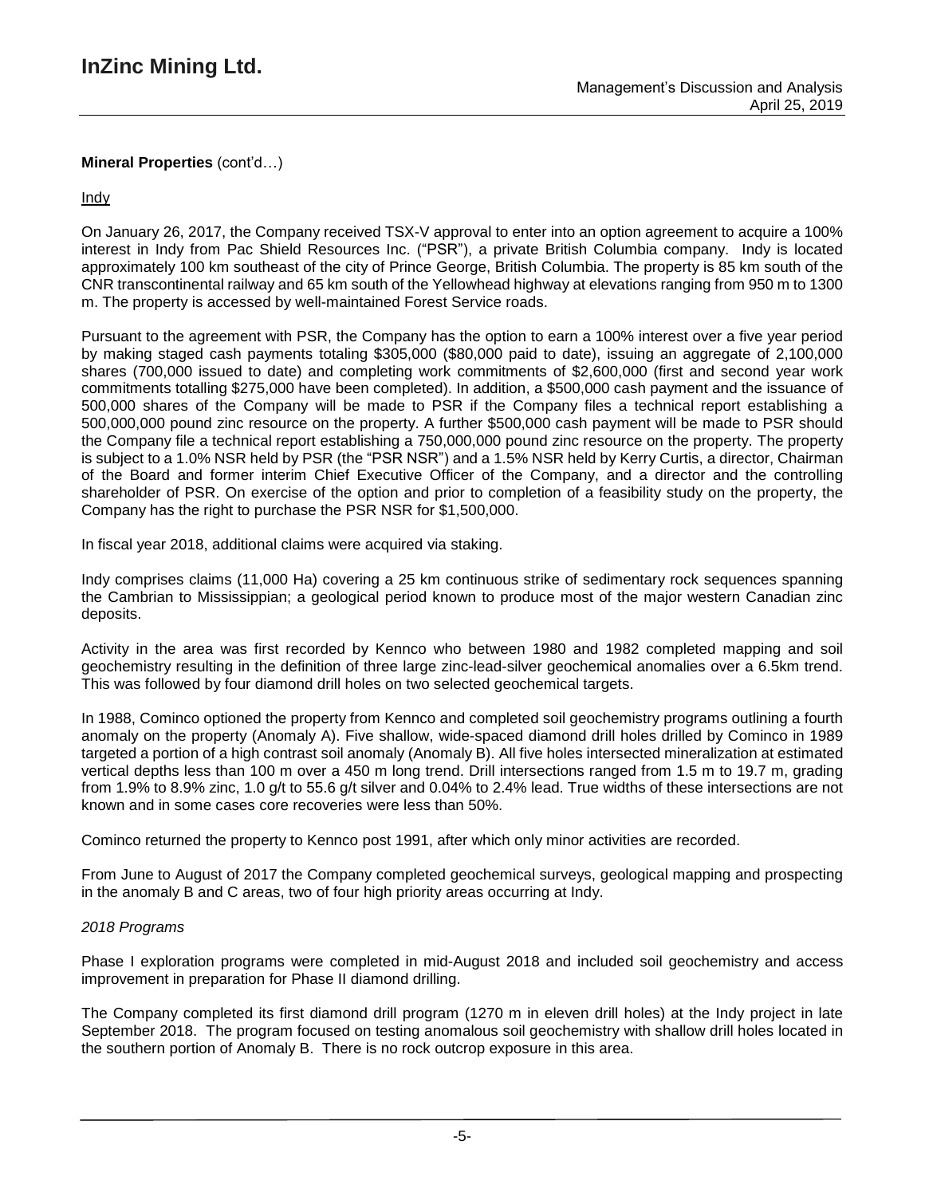**Mineral Properties** (cont'd…)

Indy

On January 26, 2017, the Company received TSX-V approval to enter into an option agreement to acquire a 100% interest in Indy from Pac Shield Resources Inc. ("PSR"), a private British Columbia company. Indy is located approximately 100 km southeast of the city of Prince George, British Columbia. The property is 85 km south of the CNR transcontinental railway and 65 km south of the Yellowhead highway at elevations ranging from 950 m to 1300 m. The property is accessed by well-maintained Forest Service roads.

Pursuant to the agreement with PSR, the Company has the option to earn a 100% interest over a five year period by making staged cash payments totaling $305,000 ($80,000 paid to date), issuing an aggregate of 2,100,000 shares (700,000 issued to date) and completing work commitments of $2,600,000 (first and second year work commitments totalling $275,000 have been completed). In addition, a $500,000 cash payment and the issuance of 500,000 shares of the Company will be made to PSR if the Company files a technical report establishing a 500,000,000 pound zinc resource on the property. A further $500,000 cash payment will be made to PSR should the Company file a technical report establishing a 750,000,000 pound zinc resource on the property. The property is subject to a 1.0% NSR held by PSR (the "PSR NSR") and a 1.5% NSR held by Kerry Curtis, a director, Chairman of the Board and former interim Chief Executive Officer of the Company, and a director and the controlling shareholder of PSR. On exercise of the option and prior to completion of a feasibility study on the property, the Company has the right to purchase the PSR NSR for $1,500,000.

In fiscal year 2018, additional claims were acquired via staking.

Indy comprises claims (11,000 Ha) covering a 25 km continuous strike of sedimentary rock sequences spanning the Cambrian to Mississippian; a geological period known to produce most of the major western Canadian zinc deposits.

Activity in the area was first recorded by Kennco who between 1980 and 1982 completed mapping and soil geochemistry resulting in the definition of three large zinc-lead-silver geochemical anomalies over a 6.5km trend. This was followed by four diamond drill holes on two selected geochemical targets.

In 1988, Cominco optioned the property from Kennco and completed soil geochemistry programs outlining a fourth anomaly on the property (Anomaly A). Five shallow, wide-spaced diamond drill holes drilled by Cominco in 1989 targeted a portion of a high contrast soil anomaly (Anomaly B). All five holes intersected mineralization at estimated vertical depths less than 100 m over a 450 m long trend. Drill intersections ranged from 1.5 m to 19.7 m, grading from 1.9% to 8.9% zinc, 1.0 g/t to 55.6 g/t silver and 0.04% to 2.4% lead. True widths of these intersections are not known and in some cases core recoveries were less than 50%.

Cominco returned the property to Kennco post 1991, after which only minor activities are recorded.

From June to August of 2017 the Company completed geochemical surveys, geological mapping and prospecting in the anomaly B and C areas, two of four high priority areas occurring at Indy.

*2018 Programs*

Phase I exploration programs were completed in mid-August 2018 and included soil geochemistry and access improvement in preparation for Phase II diamond drilling.

The Company completed its first diamond drill program (1270 m in eleven drill holes) at the Indy project in late September 2018. The program focused on testing anomalous soil geochemistry with shallow drill holes located in the southern portion of Anomaly B. There is no rock outcrop exposure in this area.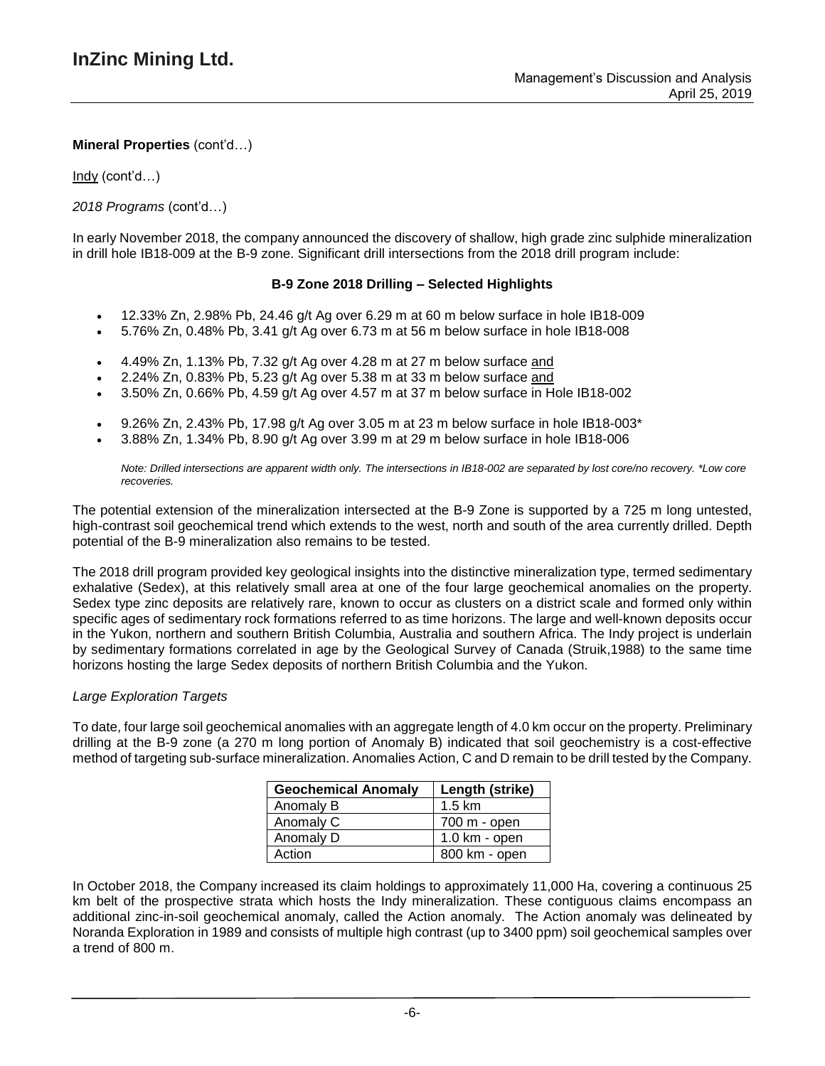**Mineral Properties** (cont'd…)

Indy (cont'd…)

*2018 Programs* (cont'd…)

In early November 2018, the company announced the discovery of shallow, high grade zinc sulphide mineralization in drill hole IB18-009 at the B-9 zone. Significant drill intersections from the 2018 drill program include:

**B-9 Zone 2018 Drilling – Selected Highlights**

- 12.33% Zn, 2.98% Pb, 24.46 g/t Ag over 6.29 m at 60 m below surface in hole IB18-009
- 5.76% Zn, 0.48% Pb, 3.41 g/t Ag over 6.73 m at 56 m below surface in hole IB18-008

- 4.49% Zn, 1.13% Pb, 7.32 g/t Ag over 4.28 m at 27 m below surface and
- 2.24% Zn, 0.83% Pb, 5.23 g/t Ag over 5.38 m at 33 m below surface and
- 3.50% Zn, 0.66% Pb, 4.59 g/t Ag over 4.57 m at 37 m below surface in Hole IB18-002

- 9.26% Zn, 2.43% Pb, 17.98 g/t Ag over 3.05 m at 23 m below surface in hole IB18-003*
- 3.88% Zn, 1.34% Pb, 8.90 g/t Ag over 3.99 m at 29 m below surface in hole IB18-006

*Note: Drilled intersections are apparent width only. The intersections in IB18-002 are separated by lost core/no recovery. \*Low core recoveries.*

The potential extension of the mineralization intersected at the B-9 Zone is supported by a 725 m long untested, high-contrast soil geochemical trend which extends to the west, north and south of the area currently drilled. Depth potential of the B-9 mineralization also remains to be tested.

The 2018 drill program provided key geological insights into the distinctive mineralization type, termed sedimentary exhalative (Sedex), at this relatively small area at one of the four large geochemical anomalies on the property. Sedex type zinc deposits are relatively rare, known to occur as clusters on a district scale and formed only within specific ages of sedimentary rock formations referred to as time horizons. The large and well-known deposits occur in the Yukon, northern and southern British Columbia, Australia and southern Africa. The Indy project is underlain by sedimentary formations correlated in age by the Geological Survey of Canada (Struik,1988) to the same time horizons hosting the large Sedex deposits of northern British Columbia and the Yukon.

*Large Exploration Targets*

To date, four large soil geochemical anomalies with an aggregate length of 4.0 km occur on the property. Preliminary drilling at the B-9 zone (a 270 m long portion of Anomaly B) indicated that soil geochemistry is a cost-effective method of targeting sub-surface mineralization. Anomalies Action, C and D remain to be drill tested by the Company.

| Geochemical Anomaly | Length (strike) |
|---|---|
| Anomaly B | 1.5 km |
| Anomaly C | 700 m - open |
| Anomaly D | 1.0 km - open |
| Action | 800 km - open |

In October 2018, the Company increased its claim holdings to approximately 11,000 Ha, covering a continuous 25 km belt of the prospective strata which hosts the Indy mineralization. These contiguous claims encompass an additional zinc-in-soil geochemical anomaly, called the Action anomaly. The Action anomaly was delineated by Noranda Exploration in 1989 and consists of multiple high contrast (up to 3400 ppm) soil geochemical samples over a trend of 800 m.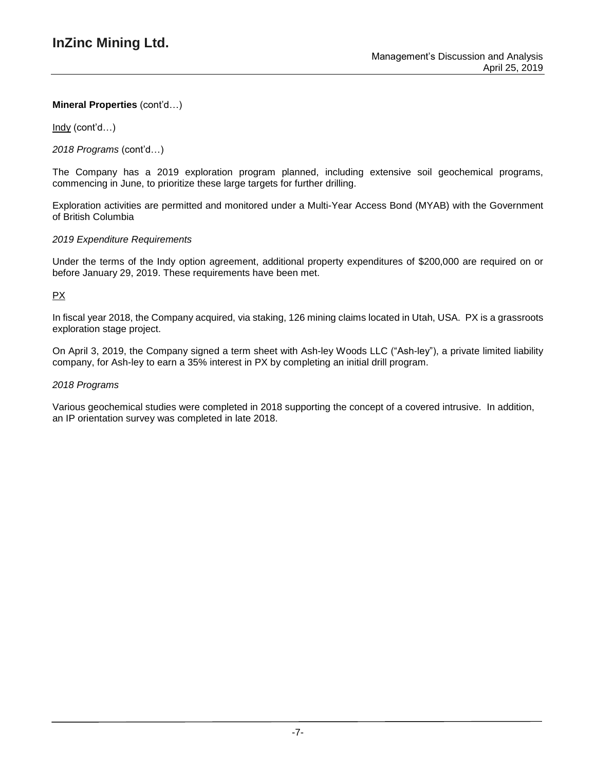**Mineral Properties** (cont'd…)

Indy (cont'd…)

*2018 Programs* (cont'd…)

The Company has a 2019 exploration program planned, including extensive soil geochemical programs, commencing in June, to prioritize these large targets for further drilling.

Exploration activities are permitted and monitored under a Multi-Year Access Bond (MYAB) with the Government of British Columbia

*2019 Expenditure Requirements*

Under the terms of the Indy option agreement, additional property expenditures of $200,000 are required on or before January 29, 2019. These requirements have been met.

PX

In fiscal year 2018, the Company acquired, via staking, 126 mining claims located in Utah, USA. PX is a grassroots exploration stage project.

On April 3, 2019, the Company signed a term sheet with Ash-ley Woods LLC ("Ash-ley"), a private limited liability company, for Ash-ley to earn a 35% interest in PX by completing an initial drill program.

*2018 Programs*

Various geochemical studies were completed in 2018 supporting the concept of a covered intrusive. In addition, an IP orientation survey was completed in late 2018.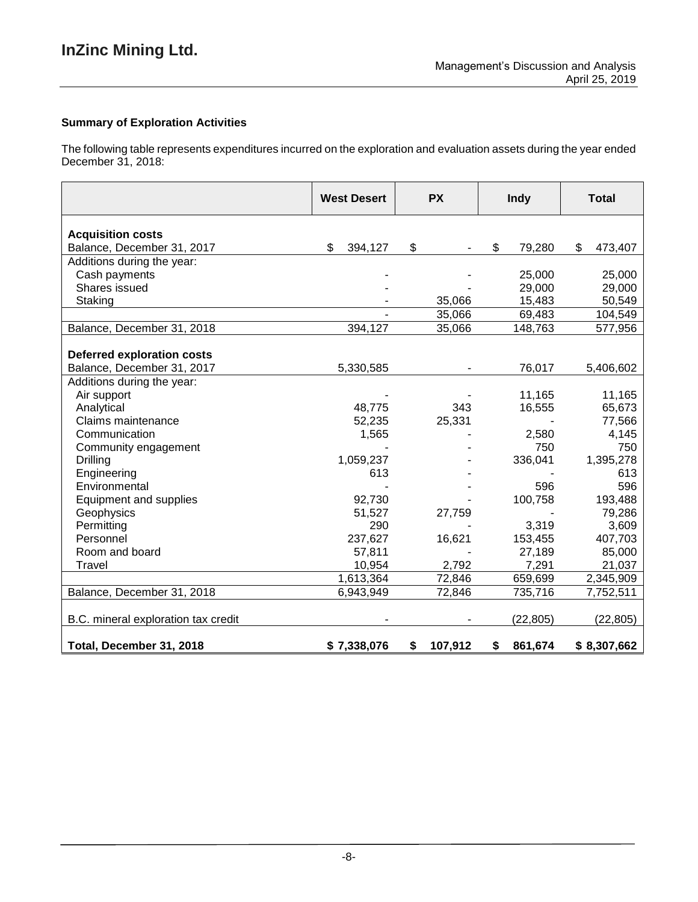### Summary of Exploration Activities

The following table represents expenditures incurred on the exploration and evaluation assets during the year ended December 31, 2018:

| | West Desert | PX | Indy | Total |
|---|---|---|---|---|
| **Acquisition costs** | | | | |
| Balance, December 31, 2017 | $ 394,127 | $ - | $ 79,280 | $ 473,407 |
| Additions during the year: | | | | |
| Cash payments | - | - | 25,000 | 25,000 |
| Shares issued | - | - | 29,000 | 29,000 |
| Staking | - | 35,066 | 15,483 | 50,549 |
| | - | 35,066 | 69,483 | 104,549 |
| Balance, December 31, 2018 | 394,127 | 35,066 | 148,763 | 577,956 |
| **Deferred exploration costs** | | | | |
| Balance, December 31, 2017 | 5,330,585 | - | 76,017 | 5,406,602 |
| Additions during the year: | | | | |
| Air support | - | - | 11,165 | 11,165 |
| Analytical | 48,775 | 343 | 16,555 | 65,673 |
| Claims maintenance | 52,235 | 25,331 | - | 77,566 |
| Communication | 1,565 | - | 2,580 | 4,145 |
| Community engagement | - | - | 750 | 750 |
| Drilling | 1,059,237 | - | 336,041 | 1,395,278 |
| Engineering | 613 | - | - | 613 |
| Environmental | - | - | 596 | 596 |
| Equipment and supplies | 92,730 | - | 100,758 | 193,488 |
| Geophysics | 51,527 | 27,759 | - | 79,286 |
| Permitting | 290 | - | 3,319 | 3,609 |
| Personnel | 237,627 | 16,621 | 153,455 | 407,703 |
| Room and board | 57,811 | - | 27,189 | 85,000 |
| Travel | 10,954 | 2,792 | 7,291 | 21,037 |
| | 1,613,364 | 72,846 | 659,699 | 2,345,909 |
| Balance, December 31, 2018 | 6,943,949 | 72,846 | 735,716 | 7,752,511 |
| B.C. mineral exploration tax credit | - | - | (22,805) | (22,805) |
| **Total, December 31, 2018** | **$ 7,338,076** | **$ 107,912** | **$ 861,674** | **$ 8,307,662** |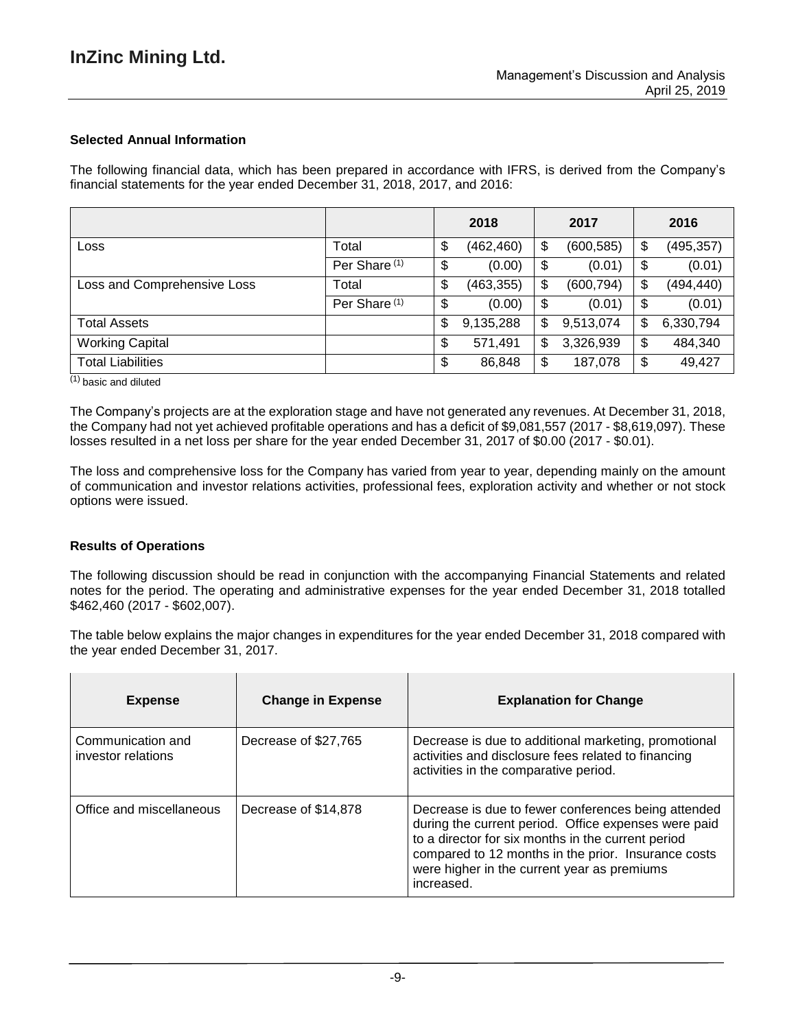### Selected Annual Information

The following financial data, which has been prepared in accordance with IFRS, is derived from the Company's financial statements for the year ended December 31, 2018, 2017, and 2016:

| | | 2018 | 2017 | 2016 |
|---|---|---|---|---|
| Loss | Total | $ (462,460) | $ (600,585) | $ (495,357) |
| | Per Share (1) | $ (0.00) | $ (0.01) | $ (0.01) |
| Loss and Comprehensive Loss | Total | $ (463,355) | $ (600,794) | $ (494,440) |
| | Per Share (1) | $ (0.00) | $ (0.01) | $ (0.01) |
| Total Assets | | $ 9,135,288 | $ 9,513,074 | $ 6,330,794 |
| Working Capital | | $ 571,491 | $ 3,326,939 | $ 484,340 |
| Total Liabilities | | $ 86,848 | $ 187,078 | $ 49,427 |

(1) basic and diluted

The Company's projects are at the exploration stage and have not generated any revenues. At December 31, 2018, the Company had not yet achieved profitable operations and has a deficit of $9,081,557 (2017 - $8,619,097). These losses resulted in a net loss per share for the year ended December 31, 2017 of $0.00 (2017 - $0.01).

The loss and comprehensive loss for the Company has varied from year to year, depending mainly on the amount of communication and investor relations activities, professional fees, exploration activity and whether or not stock options were issued.

### Results of Operations

The following discussion should be read in conjunction with the accompanying Financial Statements and related notes for the period. The operating and administrative expenses for the year ended December 31, 2018 totalled $462,460 (2017 - $602,007).

The table below explains the major changes in expenditures for the year ended December 31, 2018 compared with the year ended December 31, 2017.

| Expense | Change in Expense | Explanation for Change |
|---|---|---|
| Communication and investor relations | Decrease of $27,765 | Decrease is due to additional marketing, promotional activities and disclosure fees related to financing activities in the comparative period. |
| Office and miscellaneous | Decrease of $14,878 | Decrease is due to fewer conferences being attended during the current period. Office expenses were paid to a director for six months in the current period compared to 12 months in the prior. Insurance costs were higher in the current year as premiums increased. |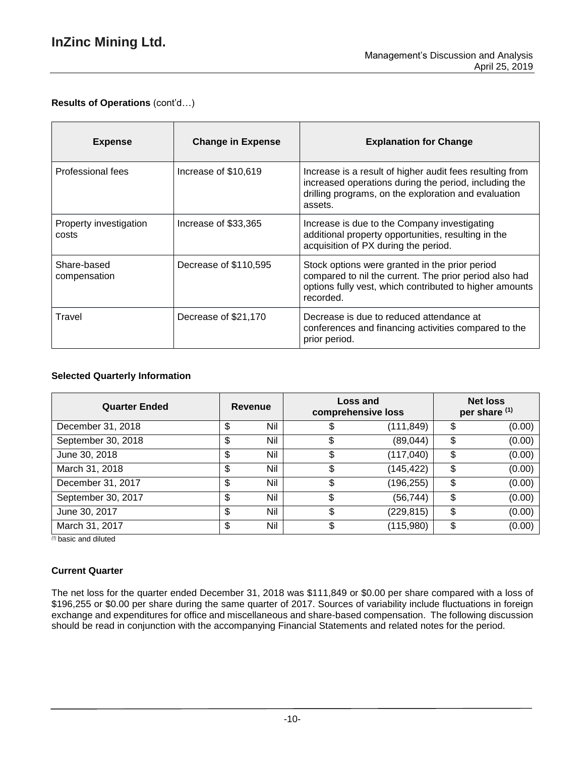**Results of Operations** (cont'd…)

| Expense | Change in Expense | Explanation for Change |
|---|---|---|
| Professional fees | Increase of $10,619 | Increase is a result of higher audit fees resulting from increased operations during the period, including the drilling programs, on the exploration and evaluation assets. |
| Property investigation costs | Increase of $33,365 | Increase is due to the Company investigating additional property opportunities, resulting in the acquisition of PX during the period. |
| Share-based compensation | Decrease of $110,595 | Stock options were granted in the prior period compared to nil the current. The prior period also had options fully vest, which contributed to higher amounts recorded. |
| Travel | Decrease of $21,170 | Decrease is due to reduced attendance at conferences and financing activities compared to the prior period. |

**Selected Quarterly Information**

| Quarter Ended | Revenue | Loss and comprehensive loss | Net loss per share [(1)] |
|---|---|---|---|
| December 31, 2018 | $ Nil | $ (111,849) | $ (0.00) |
| September 30, 2018 | $ Nil | $ (89,044) | $ (0.00) |
| June 30, 2018 | $ Nil | $ (117,040) | $ (0.00) |
| March 31, 2018 | $ Nil | $ (145,422) | $ (0.00) |
| December 31, 2017 | $ Nil | $ (196,255) | $ (0.00) |
| September 30, 2017 | $ Nil | $ (56,744) | $ (0.00) |
| June 30, 2017 | $ Nil | $ (229,815) | $ (0.00) |
| March 31, 2017 | $ Nil | $ (115,980) | $ (0.00) |

[(1)] basic and diluted

**Current Quarter**

The net loss for the quarter ended December 31, 2018 was $111,849 or $0.00 per share compared with a loss of $196,255 or $0.00 per share during the same quarter of 2017. Sources of variability include fluctuations in foreign exchange and expenditures for office and miscellaneous and share-based compensation. The following discussion should be read in conjunction with the accompanying Financial Statements and related notes for the period.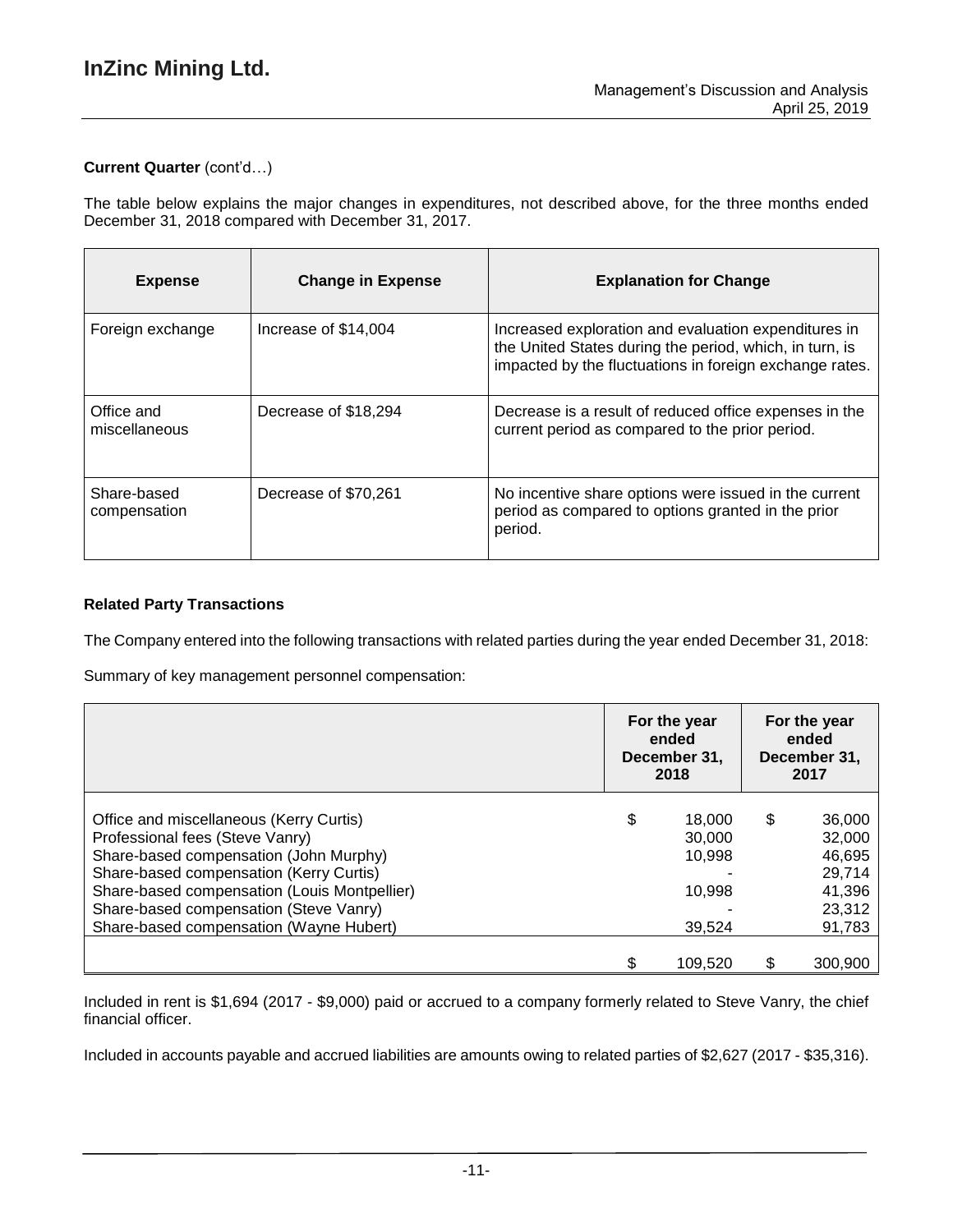**Current Quarter** (cont'd…)

The table below explains the major changes in expenditures, not described above, for the three months ended December 31, 2018 compared with December 31, 2017.

| Expense | Change in Expense | Explanation for Change |
|---|---|---|
| Foreign exchange | Increase of $14,004 | Increased exploration and evaluation expenditures in the United States during the period, which, in turn, is impacted by the fluctuations in foreign exchange rates. |
| Office and miscellaneous | Decrease of $18,294 | Decrease is a result of reduced office expenses in the current period as compared to the prior period. |
| Share-based compensation | Decrease of $70,261 | No incentive share options were issued in the current period as compared to options granted in the prior period. |

**Related Party Transactions**

The Company entered into the following transactions with related parties during the year ended December 31, 2018:

Summary of key management personnel compensation:

| | For the year ended December 31, 2018 | For the year ended December 31, 2017 |
|---|---|---|
| Office and miscellaneous (Kerry Curtis) | $ 18,000 | $ 36,000 |
| Professional fees (Steve Vanry) | 30,000 | 32,000 |
| Share-based compensation (John Murphy) | 10,998 | 46,695 |
| Share-based compensation (Kerry Curtis) | - | 29,714 |
| Share-based compensation (Louis Montpellier) | 10,998 | 41,396 |
| Share-based compensation (Steve Vanry) | - | 23,312 |
| Share-based compensation (Wayne Hubert) | 39,524 | 91,783 |
| | $ 109,520 | $ 300,900 |

Included in rent is $1,694 (2017 - $9,000) paid or accrued to a company formerly related to Steve Vanry, the chief financial officer.

Included in accounts payable and accrued liabilities are amounts owing to related parties of $2,627 (2017 - $35,316).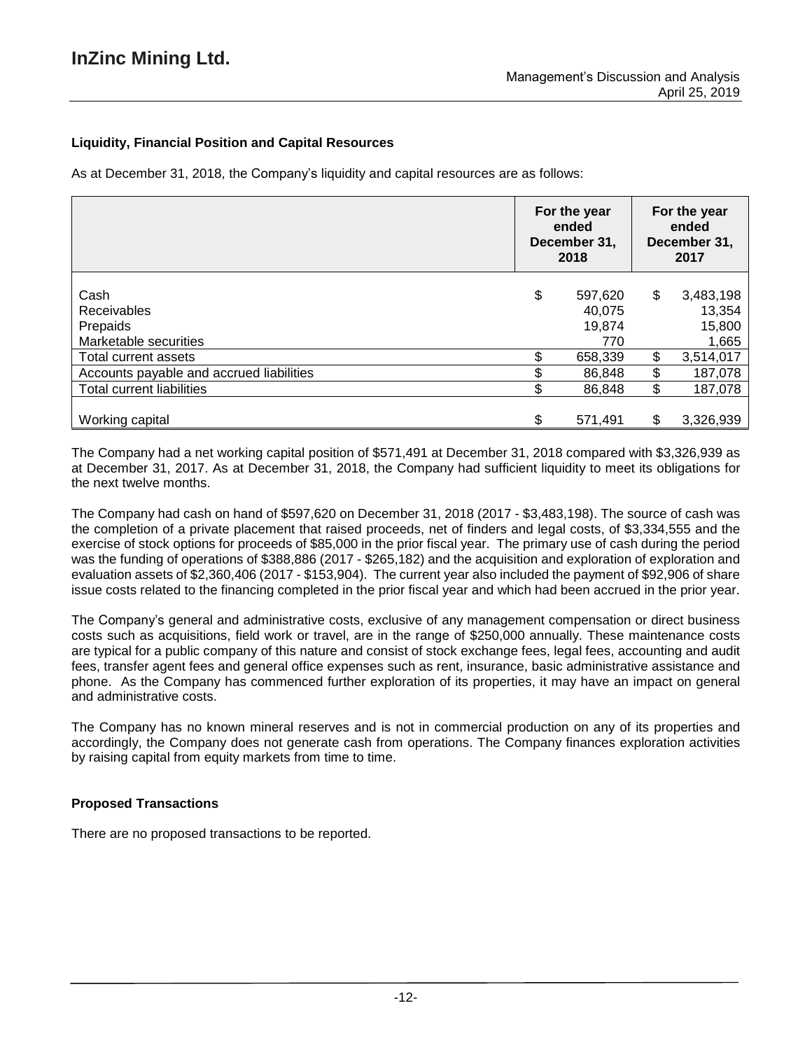### Liquidity, Financial Position and Capital Resources

As at December 31, 2018, the Company's liquidity and capital resources are as follows:

| | For the year ended December 31, 2018 | For the year ended December 31, 2017 |
|---|---|---|
| Cash | $ 597,620 | $ 3,483,198 |
| Receivables | 40,075 | 13,354 |
| Prepaids | 19,874 | 15,800 |
| Marketable securities | 770 | 1,665 |
| Total current assets | $ 658,339 | $ 3,514,017 |
| Accounts payable and accrued liabilities | $ 86,848 | $ 187,078 |
| Total current liabilities | $ 86,848 | $ 187,078 |
| Working capital | $ 571,491 | $ 3,326,939 |

The Company had a net working capital position of $571,491 at December 31, 2018 compared with $3,326,939 as at December 31, 2017. As at December 31, 2018, the Company had sufficient liquidity to meet its obligations for the next twelve months.

The Company had cash on hand of $597,620 on December 31, 2018 (2017 - $3,483,198). The source of cash was the completion of a private placement that raised proceeds, net of finders and legal costs, of $3,334,555 and the exercise of stock options for proceeds of $85,000 in the prior fiscal year. The primary use of cash during the period was the funding of operations of $388,886 (2017 - $265,182) and the acquisition and exploration of exploration and evaluation assets of $2,360,406 (2017 - $153,904). The current year also included the payment of $92,906 of share issue costs related to the financing completed in the prior fiscal year and which had been accrued in the prior year.

The Company's general and administrative costs, exclusive of any management compensation or direct business costs such as acquisitions, field work or travel, are in the range of $250,000 annually. These maintenance costs are typical for a public company of this nature and consist of stock exchange fees, legal fees, accounting and audit fees, transfer agent fees and general office expenses such as rent, insurance, basic administrative assistance and phone. As the Company has commenced further exploration of its properties, it may have an impact on general and administrative costs.

The Company has no known mineral reserves and is not in commercial production on any of its properties and accordingly, the Company does not generate cash from operations. The Company finances exploration activities by raising capital from equity markets from time to time.

### Proposed Transactions

There are no proposed transactions to be reported.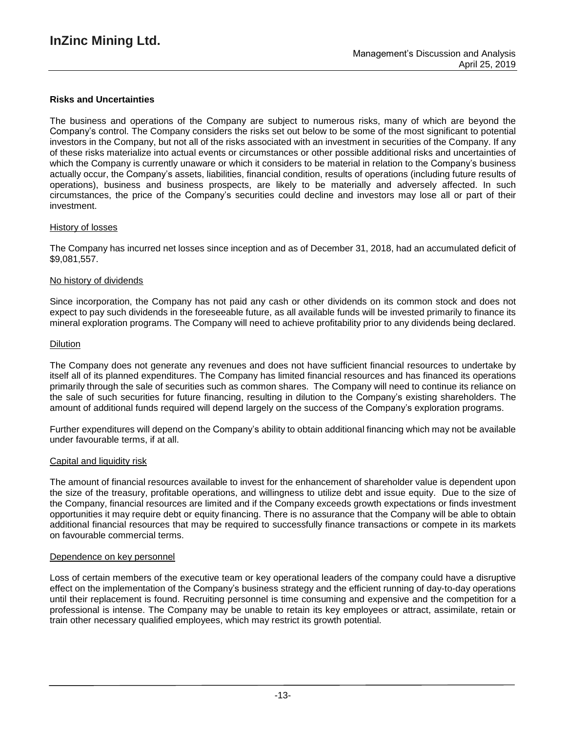## Risks and Uncertainties

The business and operations of the Company are subject to numerous risks, many of which are beyond the Company's control. The Company considers the risks set out below to be some of the most significant to potential investors in the Company, but not all of the risks associated with an investment in securities of the Company. If any of these risks materialize into actual events or circumstances or other possible additional risks and uncertainties of which the Company is currently unaware or which it considers to be material in relation to the Company's business actually occur, the Company's assets, liabilities, financial condition, results of operations (including future results of operations), business and business prospects, are likely to be materially and adversely affected. In such circumstances, the price of the Company's securities could decline and investors may lose all or part of their investment.

### History of losses

The Company has incurred net losses since inception and as of December 31, 2018, had an accumulated deficit of $9,081,557.

### No history of dividends

Since incorporation, the Company has not paid any cash or other dividends on its common stock and does not expect to pay such dividends in the foreseeable future, as all available funds will be invested primarily to finance its mineral exploration programs. The Company will need to achieve profitability prior to any dividends being declared.

### Dilution

The Company does not generate any revenues and does not have sufficient financial resources to undertake by itself all of its planned expenditures. The Company has limited financial resources and has financed its operations primarily through the sale of securities such as common shares. The Company will need to continue its reliance on the sale of such securities for future financing, resulting in dilution to the Company's existing shareholders. The amount of additional funds required will depend largely on the success of the Company's exploration programs.

Further expenditures will depend on the Company's ability to obtain additional financing which may not be available under favourable terms, if at all.

### Capital and liquidity risk

The amount of financial resources available to invest for the enhancement of shareholder value is dependent upon the size of the treasury, profitable operations, and willingness to utilize debt and issue equity. Due to the size of the Company, financial resources are limited and if the Company exceeds growth expectations or finds investment opportunities it may require debt or equity financing. There is no assurance that the Company will be able to obtain additional financial resources that may be required to successfully finance transactions or compete in its markets on favourable commercial terms.

### Dependence on key personnel

Loss of certain members of the executive team or key operational leaders of the company could have a disruptive effect on the implementation of the Company's business strategy and the efficient running of day-to-day operations until their replacement is found. Recruiting personnel is time consuming and expensive and the competition for a professional is intense. The Company may be unable to retain its key employees or attract, assimilate, retain or train other necessary qualified employees, which may restrict its growth potential.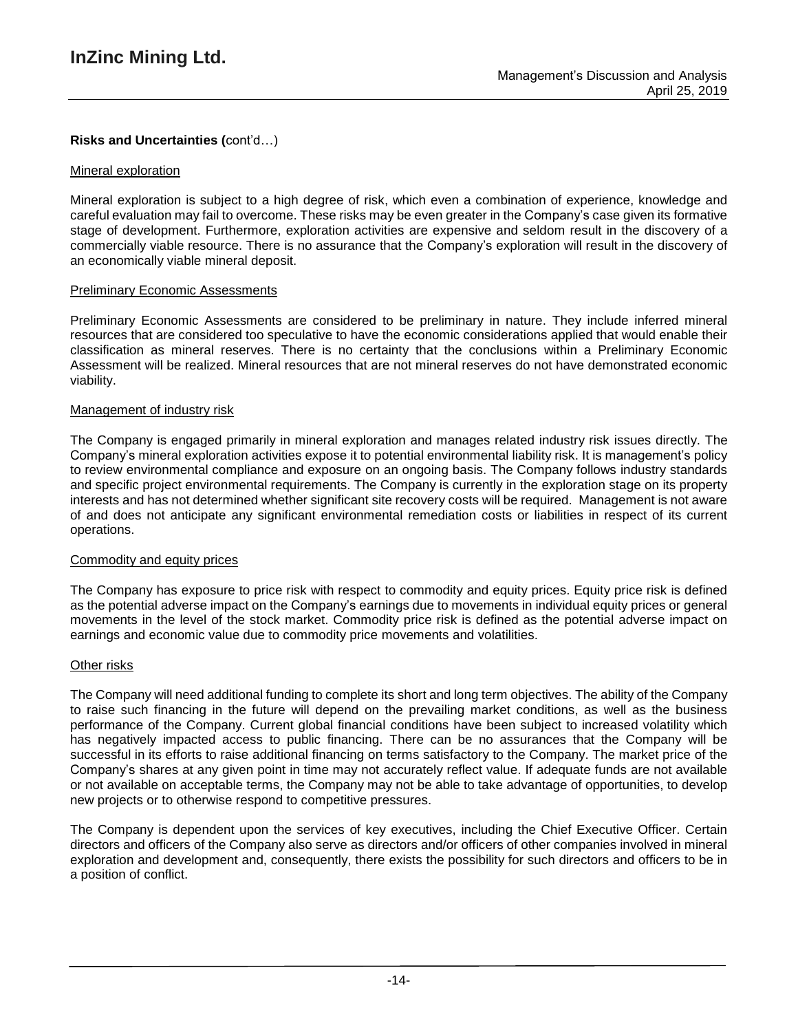**Risks and Uncertainties (**cont'd…)

Mineral exploration

Mineral exploration is subject to a high degree of risk, which even a combination of experience, knowledge and careful evaluation may fail to overcome. These risks may be even greater in the Company's case given its formative stage of development. Furthermore, exploration activities are expensive and seldom result in the discovery of a commercially viable resource. There is no assurance that the Company's exploration will result in the discovery of an economically viable mineral deposit.

Preliminary Economic Assessments

Preliminary Economic Assessments are considered to be preliminary in nature. They include inferred mineral resources that are considered too speculative to have the economic considerations applied that would enable their classification as mineral reserves. There is no certainty that the conclusions within a Preliminary Economic Assessment will be realized. Mineral resources that are not mineral reserves do not have demonstrated economic viability.

Management of industry risk

The Company is engaged primarily in mineral exploration and manages related industry risk issues directly. The Company's mineral exploration activities expose it to potential environmental liability risk. It is management's policy to review environmental compliance and exposure on an ongoing basis. The Company follows industry standards and specific project environmental requirements. The Company is currently in the exploration stage on its property interests and has not determined whether significant site recovery costs will be required. Management is not aware of and does not anticipate any significant environmental remediation costs or liabilities in respect of its current operations.

Commodity and equity prices

The Company has exposure to price risk with respect to commodity and equity prices. Equity price risk is defined as the potential adverse impact on the Company's earnings due to movements in individual equity prices or general movements in the level of the stock market. Commodity price risk is defined as the potential adverse impact on earnings and economic value due to commodity price movements and volatilities.

Other risks

The Company will need additional funding to complete its short and long term objectives. The ability of the Company to raise such financing in the future will depend on the prevailing market conditions, as well as the business performance of the Company. Current global financial conditions have been subject to increased volatility which has negatively impacted access to public financing. There can be no assurances that the Company will be successful in its efforts to raise additional financing on terms satisfactory to the Company. The market price of the Company's shares at any given point in time may not accurately reflect value. If adequate funds are not available or not available on acceptable terms, the Company may not be able to take advantage of opportunities, to develop new projects or to otherwise respond to competitive pressures.

The Company is dependent upon the services of key executives, including the Chief Executive Officer. Certain directors and officers of the Company also serve as directors and/or officers of other companies involved in mineral exploration and development and, consequently, there exists the possibility for such directors and officers to be in a position of conflict.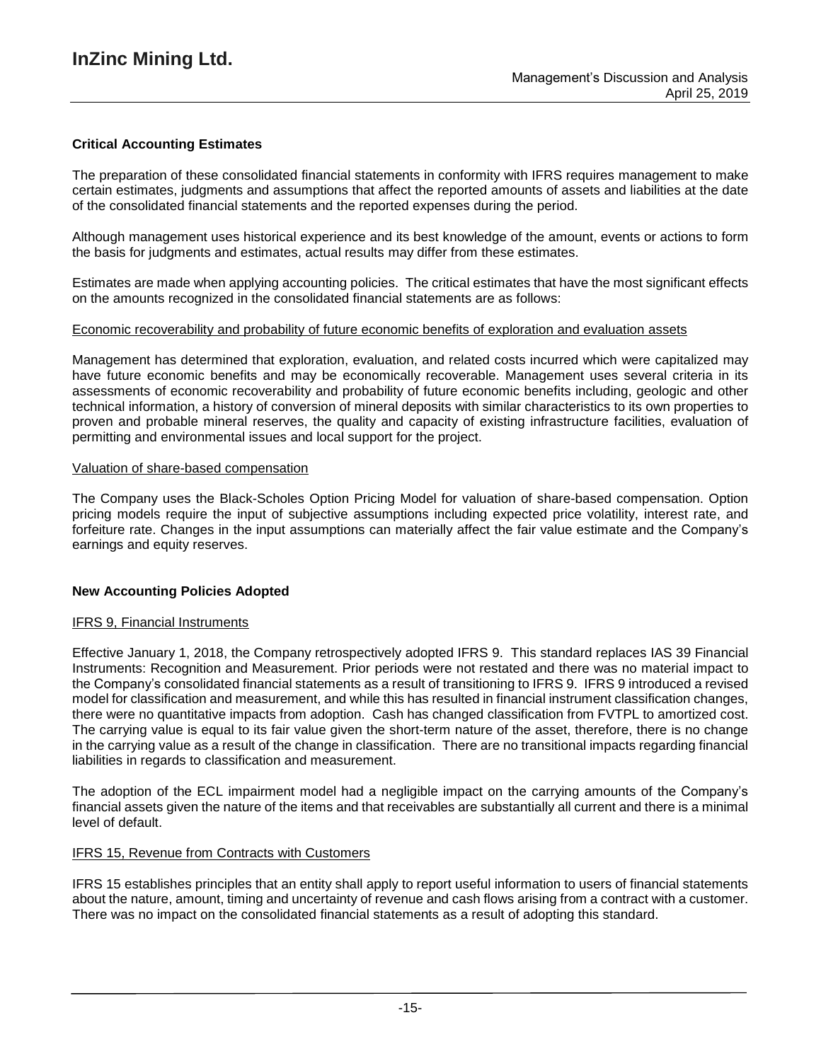## Critical Accounting Estimates

The preparation of these consolidated financial statements in conformity with IFRS requires management to make certain estimates, judgments and assumptions that affect the reported amounts of assets and liabilities at the date of the consolidated financial statements and the reported expenses during the period.

Although management uses historical experience and its best knowledge of the amount, events or actions to form the basis for judgments and estimates, actual results may differ from these estimates.

Estimates are made when applying accounting policies. The critical estimates that have the most significant effects on the amounts recognized in the consolidated financial statements are as follows:

<u>Economic recoverability and probability of future economic benefits of exploration and evaluation assets</u>

Management has determined that exploration, evaluation, and related costs incurred which were capitalized may have future economic benefits and may be economically recoverable. Management uses several criteria in its assessments of economic recoverability and probability of future economic benefits including, geologic and other technical information, a history of conversion of mineral deposits with similar characteristics to its own properties to proven and probable mineral reserves, the quality and capacity of existing infrastructure facilities, evaluation of permitting and environmental issues and local support for the project.

<u>Valuation of share-based compensation</u>

The Company uses the Black-Scholes Option Pricing Model for valuation of share-based compensation. Option pricing models require the input of subjective assumptions including expected price volatility, interest rate, and forfeiture rate. Changes in the input assumptions can materially affect the fair value estimate and the Company's earnings and equity reserves.

## New Accounting Policies Adopted

<u>IFRS 9, Financial Instruments</u>

Effective January 1, 2018, the Company retrospectively adopted IFRS 9. This standard replaces IAS 39 Financial Instruments: Recognition and Measurement. Prior periods were not restated and there was no material impact to the Company's consolidated financial statements as a result of transitioning to IFRS 9. IFRS 9 introduced a revised model for classification and measurement, and while this has resulted in financial instrument classification changes, there were no quantitative impacts from adoption. Cash has changed classification from FVTPL to amortized cost. The carrying value is equal to its fair value given the short-term nature of the asset, therefore, there is no change in the carrying value as a result of the change in classification. There are no transitional impacts regarding financial liabilities in regards to classification and measurement.

The adoption of the ECL impairment model had a negligible impact on the carrying amounts of the Company's financial assets given the nature of the items and that receivables are substantially all current and there is a minimal level of default.

<u>IFRS 15, Revenue from Contracts with Customers</u>

IFRS 15 establishes principles that an entity shall apply to report useful information to users of financial statements about the nature, amount, timing and uncertainty of revenue and cash flows arising from a contract with a customer. There was no impact on the consolidated financial statements as a result of adopting this standard.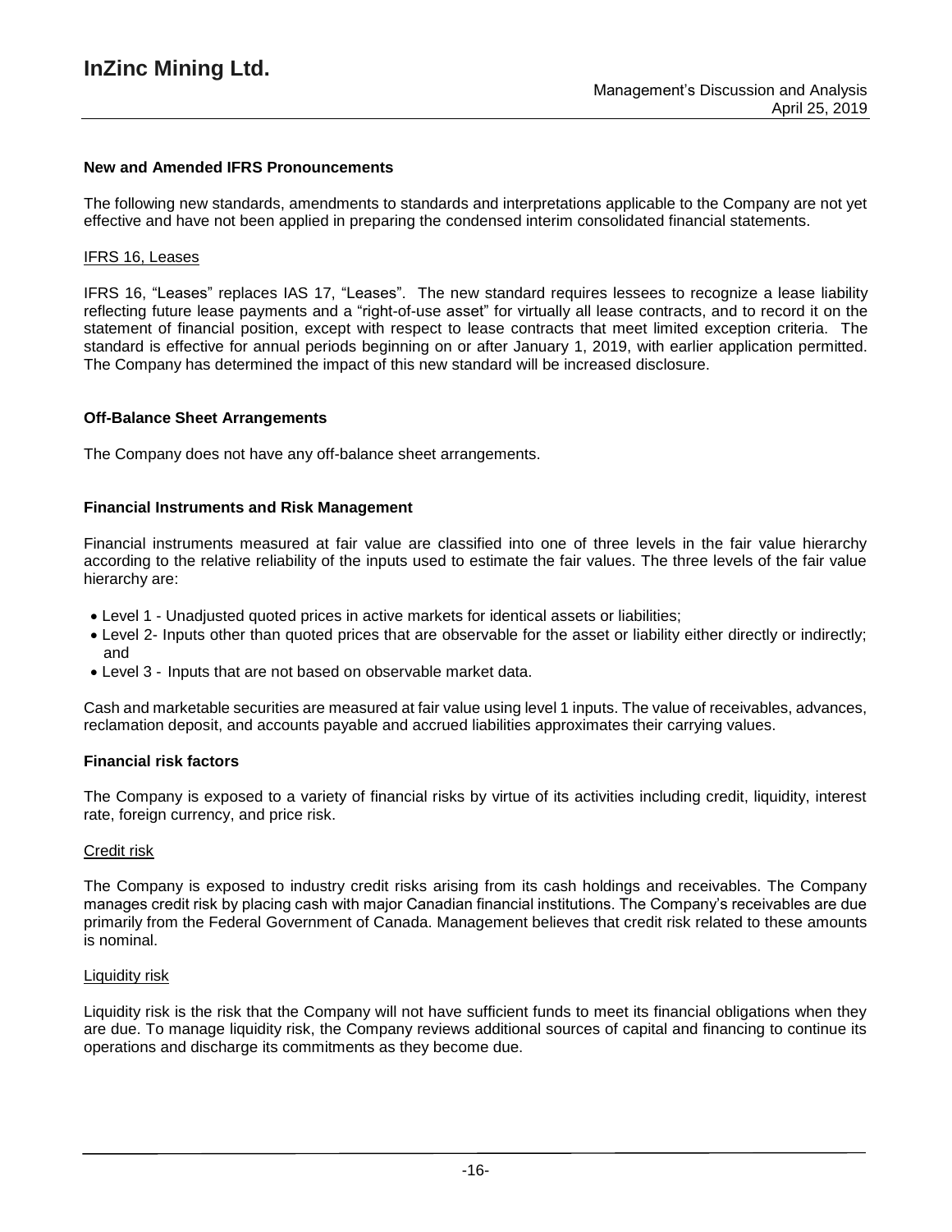## New and Amended IFRS Pronouncements

The following new standards, amendments to standards and interpretations applicable to the Company are not yet effective and have not been applied in preparing the condensed interim consolidated financial statements.

### IFRS 16, Leases

IFRS 16, "Leases" replaces IAS 17, "Leases". The new standard requires lessees to recognize a lease liability reflecting future lease payments and a "right-of-use asset" for virtually all lease contracts, and to record it on the statement of financial position, except with respect to lease contracts that meet limited exception criteria. The standard is effective for annual periods beginning on or after January 1, 2019, with earlier application permitted. The Company has determined the impact of this new standard will be increased disclosure.

## Off-Balance Sheet Arrangements

The Company does not have any off-balance sheet arrangements.

## Financial Instruments and Risk Management

Financial instruments measured at fair value are classified into one of three levels in the fair value hierarchy according to the relative reliability of the inputs used to estimate the fair values. The three levels of the fair value hierarchy are:

- Level 1 - Unadjusted quoted prices in active markets for identical assets or liabilities;
- Level 2- Inputs other than quoted prices that are observable for the asset or liability either directly or indirectly; and
- Level 3 - Inputs that are not based on observable market data.

Cash and marketable securities are measured at fair value using level 1 inputs. The value of receivables, advances, reclamation deposit, and accounts payable and accrued liabilities approximates their carrying values.

## Financial risk factors

The Company is exposed to a variety of financial risks by virtue of its activities including credit, liquidity, interest rate, foreign currency, and price risk.

### Credit risk

The Company is exposed to industry credit risks arising from its cash holdings and receivables. The Company manages credit risk by placing cash with major Canadian financial institutions. The Company's receivables are due primarily from the Federal Government of Canada. Management believes that credit risk related to these amounts is nominal.

### Liquidity risk

Liquidity risk is the risk that the Company will not have sufficient funds to meet its financial obligations when they are due. To manage liquidity risk, the Company reviews additional sources of capital and financing to continue its operations and discharge its commitments as they become due.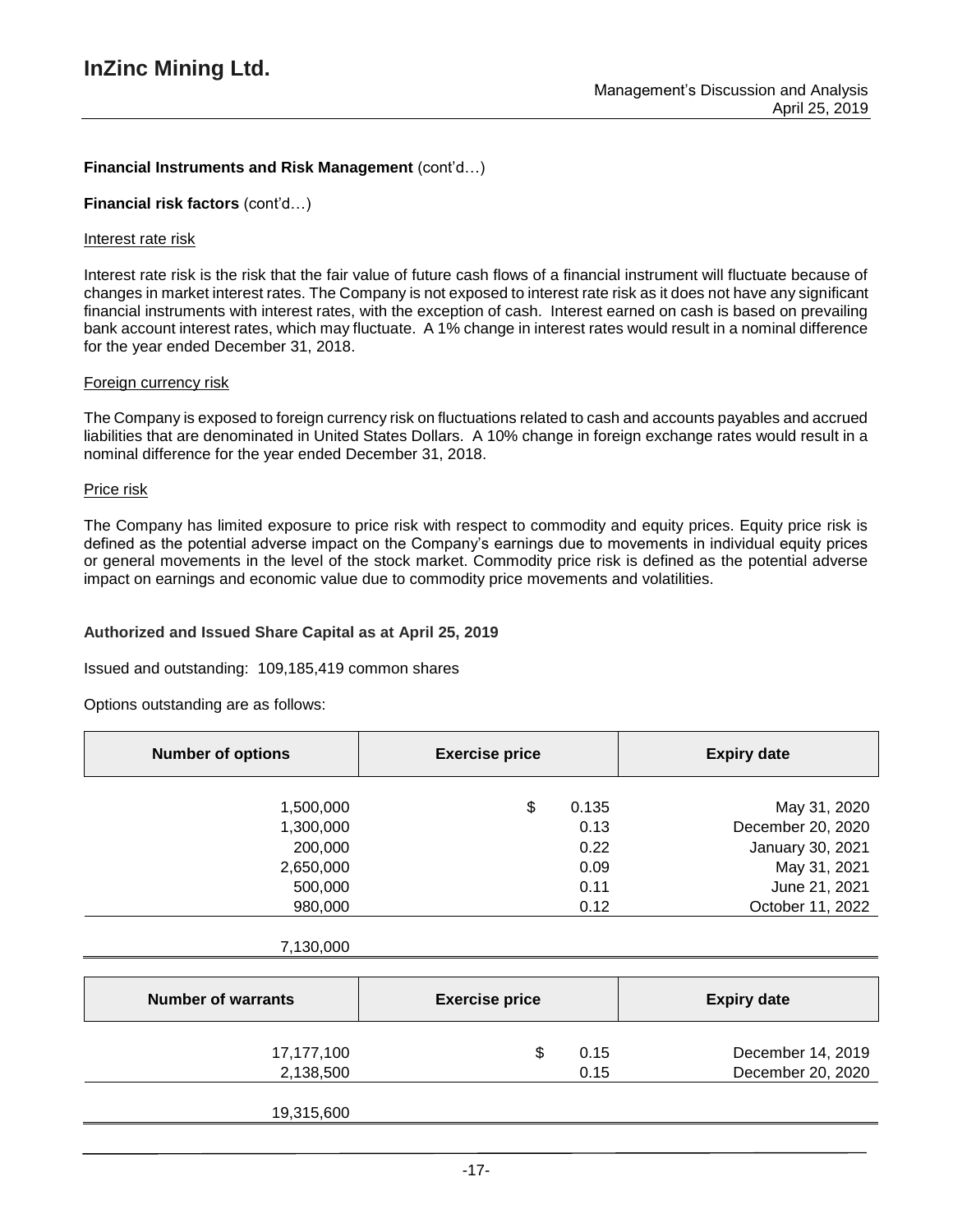**Financial Instruments and Risk Management** (cont'd…)

**Financial risk factors** (cont'd…)

Interest rate risk

Interest rate risk is the risk that the fair value of future cash flows of a financial instrument will fluctuate because of changes in market interest rates. The Company is not exposed to interest rate risk as it does not have any significant financial instruments with interest rates, with the exception of cash. Interest earned on cash is based on prevailing bank account interest rates, which may fluctuate. A 1% change in interest rates would result in a nominal difference for the year ended December 31, 2018.

Foreign currency risk

The Company is exposed to foreign currency risk on fluctuations related to cash and accounts payables and accrued liabilities that are denominated in United States Dollars. A 10% change in foreign exchange rates would result in a nominal difference for the year ended December 31, 2018.

Price risk

The Company has limited exposure to price risk with respect to commodity and equity prices. Equity price risk is defined as the potential adverse impact on the Company's earnings due to movements in individual equity prices or general movements in the level of the stock market. Commodity price risk is defined as the potential adverse impact on earnings and economic value due to commodity price movements and volatilities.

**Authorized and Issued Share Capital as at April 25, 2019**

Issued and outstanding: 109,185,419 common shares

Options outstanding are as follows:

| Number of options | Exercise price | Expiry date |
|---|---|---|
| 1,500,000 | $ 0.135 | May 31, 2020 |
| 1,300,000 | 0.13 | December 20, 2020 |
| 200,000 | 0.22 | January 30, 2021 |
| 2,650,000 | 0.09 | May 31, 2021 |
| 500,000 | 0.11 | June 21, 2021 |
| 980,000 | 0.12 | October 11, 2022 |
| 7,130,000 | | |

| Number of warrants | Exercise price | Expiry date |
|---|---|---|
| 17,177,100 | $ 0.15 | December 14, 2019 |
| 2,138,500 | 0.15 | December 20, 2020 |
| 19,315,600 | | |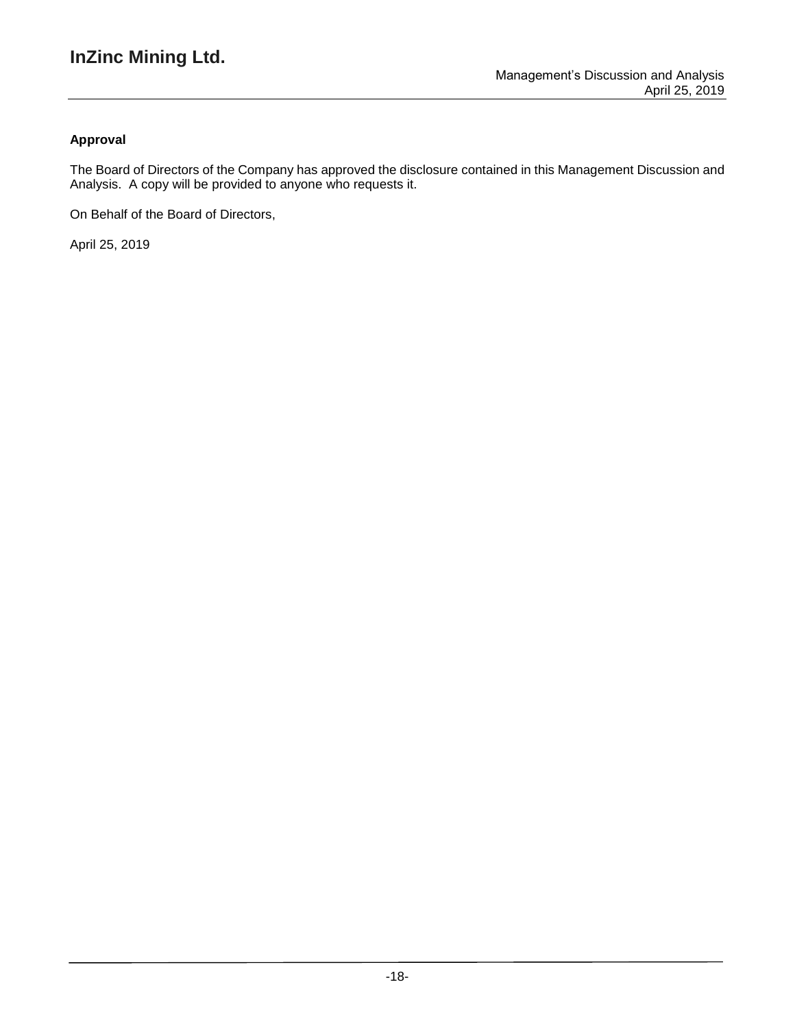## Approval

The Board of Directors of the Company has approved the disclosure contained in this Management Discussion and Analysis. A copy will be provided to anyone who requests it.

On Behalf of the Board of Directors,

April 25, 2019